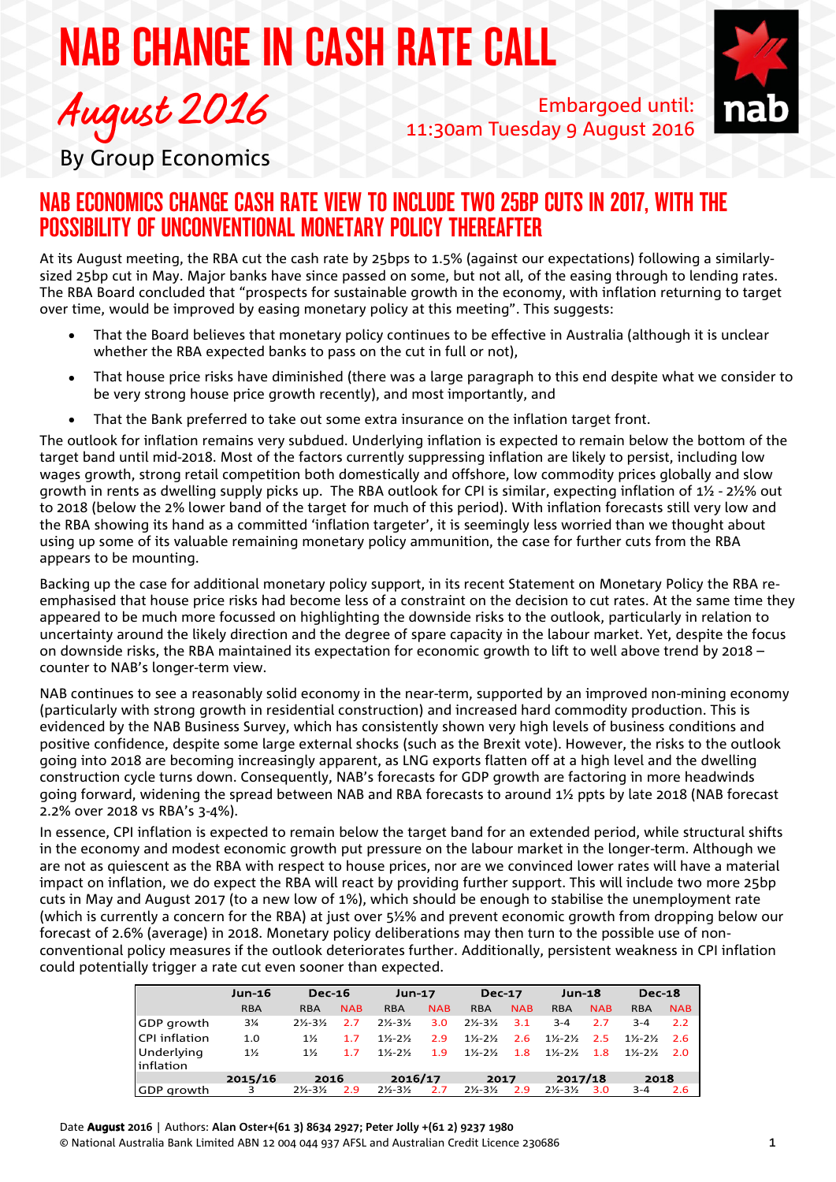# NAB CHANGE IN CASH RATE CALL

## *August 2016*

Embargoed until: 11:30am Tuesday 9 August 2016

By Group Economics

## NAB ECONOMICS CHANGE CASH RATE VIEW TO INCLUDE TWO 25BP CUTS IN 2017, WITH THE POSSIBILITY OF UNCONVENTIONAL MONETARY POLICY THEREAFTER

At its August meeting, the RBA cut the cash rate by 25bps to 1.5% (against our expectations) following a similarly-sized 25bp cut in May. Major banks have since passed on some, but not all, of the easing through to lending rates. The RBA Board concluded that "prospects for sustainable growth in the economy, with inflation returning to target over time, would be improved by easing monetary policy at this meeting". This suggests:

- That the Board believes that monetary policy continues to be effective in Australia (although it is unclear whether the RBA expected banks to pass on the cut in full or not),
- That house price risks have diminished (there was a large paragraph to this end despite what we consider to be very strong house price growth recently), and most importantly, and
- That the Bank preferred to take out some extra insurance on the inflation target front.

The outlook for inflation remains very subdued. Underlying inflation is expected to remain below the bottom of the target band until mid-2018. Most of the factors currently suppressing inflation are likely to persist, including low wages growth, strong retail competition both domestically and offshore, low commodity prices globally and slow growth in rents as dwelling supply picks up. The RBA outlook for CPI is similar, expecting inflation of 1½ - 2½% out to 2018 (below the 2% lower band of the target for much of this period). With inflation forecasts still very low and the RBA showing its hand as a committed 'inflation targeter', it is seemingly less worried than we thought about using up some of its valuable remaining monetary policy ammunition, the case for further cuts from the RBA appears to be mounting.

Backing up the case for additional monetary policy support, in its recent Statement on Monetary Policy the RBA re-emphasised that house price risks had become less of a constraint on the decision to cut rates. At the same time they appeared to be much more focussed on highlighting the downside risks to the outlook, particularly in relation to uncertainty around the likely direction and the degree of spare capacity in the labour market. Yet, despite the focus on downside risks, the RBA maintained its expectation for economic growth to lift to well above trend by 2018 – counter to NAB's longer-term view.

NAB continues to see a reasonably solid economy in the near-term, supported by an improved non-mining economy (particularly with strong growth in residential construction) and increased hard commodity production. This is evidenced by the NAB Business Survey, which has consistently shown very high levels of business conditions and positive confidence, despite some large external shocks (such as the Brexit vote). However, the risks to the outlook going into 2018 are becoming increasingly apparent, as LNG exports flatten off at a high level and the dwelling construction cycle turns down. Consequently, NAB's forecasts for GDP growth are factoring in more headwinds going forward, widening the spread between NAB and RBA forecasts to around 1½ ppts by late 2018 (NAB forecast 2.2% over 2018 vs RBA's 3-4%).

In essence, CPI inflation is expected to remain below the target band for an extended period, while structural shifts in the economy and modest economic growth put pressure on the labour market in the longer-term. Although we are not as quiescent as the RBA with respect to house prices, nor are we convinced lower rates will have a material impact on inflation, we do expect the RBA will react by providing further support. This will include two more 25bp cuts in May and August 2017 (to a new low of 1%), which should be enough to stabilise the unemployment rate (which is currently a concern for the RBA) at just over 5½% and prevent economic growth from dropping below our forecast of 2.6% (average) in 2018. Monetary policy deliberations may then turn to the possible use of non-conventional policy measures if the outlook deteriorates further. Additionally, persistent weakness in CPI inflation could potentially trigger a rate cut even sooner than expected.

| | Jun-16 | Dec-16 | | Jun-17 | | Dec-17 | | Jun-18 | | Dec-18 | |
|---|---|---|---|---|---|---|---|---|---|---|---|
| | RBA | RBA | NAB | RBA | NAB | RBA | NAB | RBA | NAB | RBA | NAB |
| GDP growth | 3¼ | 2½-3½ | 2.7 | 2½-3½ | 3.0 | 2½-3½ | 3.1 | 3-4 | 2.7 | 3-4 | 2.2 |
| CPI inflation | 1.0 | 1½ | 1.7 | 1½-2½ | 2.9 | 1½-2½ | 2.6 | 1½-2½ | 2.5 | 1½-2½ | 2.6 |
| Underlying inflation | 1½ | 1½ | 1.7 | 1½-2½ | 1.9 | 1½-2½ | 1.8 | 1½-2½ | 1.8 | 1½-2½ | 2.0 |
| | 2015/16 | 2016 | | 2016/17 | | 2017 | | 2017/18 | | 2018 | |
| GDP growth | 3 | 2½-3½ | 2.9 | 2½-3½ | 2.7 | 2½-3½ | 2.9 | 2½-3½ | 3.0 | 3-4 | 2.6 |

Date **August 2016** | Authors: **Alan Oster+(61 3) 8634 2927; Peter Jolly +(61 2) 9237 1980**

© National Australia Bank Limited ABN 12 004 044 937 AFSL and Australian Credit Licence 230686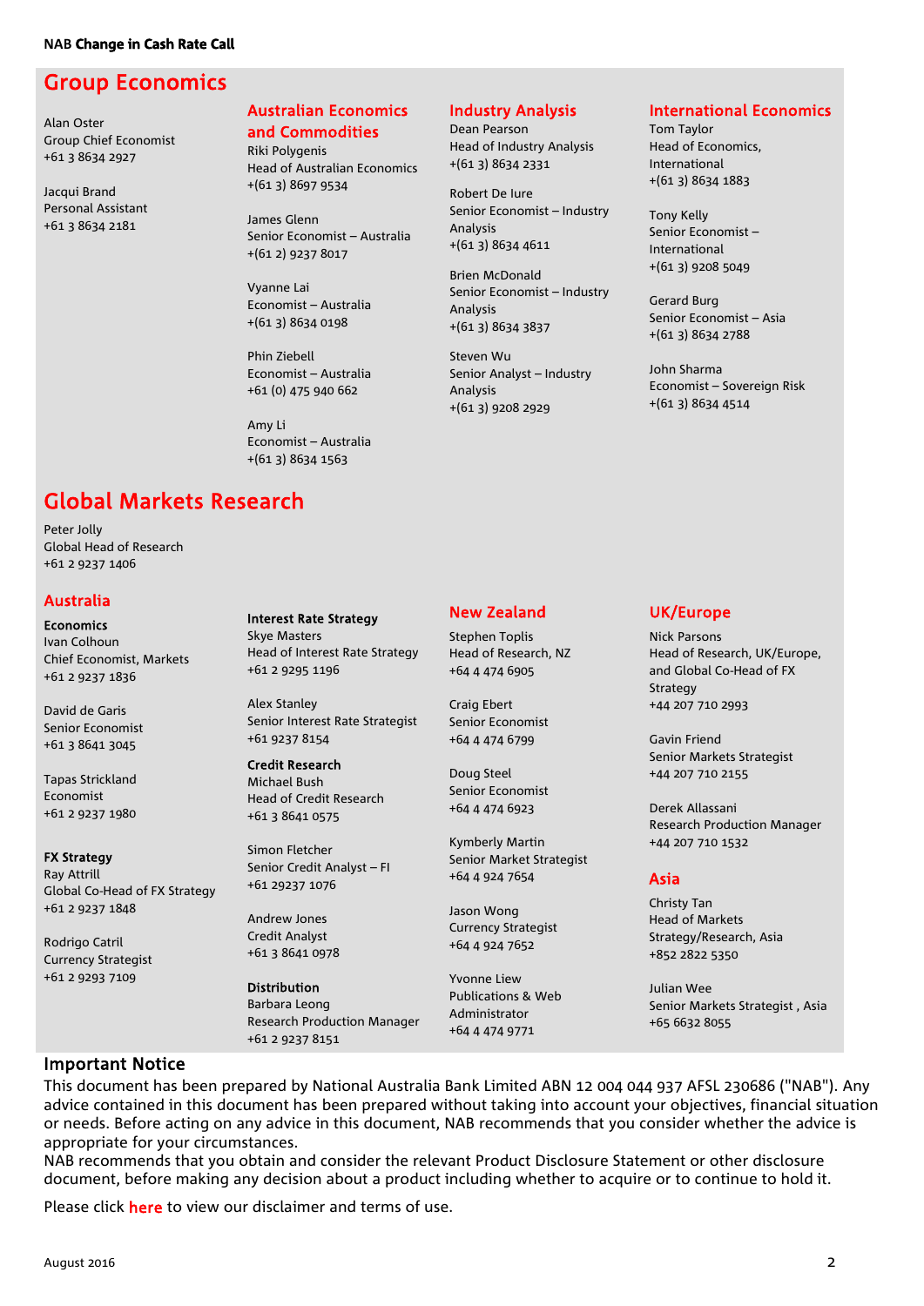# Group Economics

Alan Oster
Group Chief Economist
+61 3 8634 2927

Jacqui Brand
Personal Assistant
+61 3 8634 2181

## Australian Economics and Commodities

Riki Polygenis
Head of Australian Economics
+(61 3) 8697 9534

James Glenn
Senior Economist – Australia
+(61 2) 9237 8017

Vyanne Lai
Economist – Australia
+(61 3) 8634 0198

Phin Ziebell
Economist – Australia
+61 (0) 475 940 662

Amy Li
Economist – Australia
+(61 3) 8634 1563

## Industry Analysis

Dean Pearson
Head of Industry Analysis
+(61 3) 8634 2331

Robert De Iure
Senior Economist – Industry Analysis
+(61 3) 8634 4611

Brien McDonald
Senior Economist – Industry Analysis
+(61 3) 8634 3837

Steven Wu
Senior Analyst – Industry Analysis
+(61 3) 9208 2929

## International Economics

Tom Taylor
Head of Economics, International
+(61 3) 8634 1883

Tony Kelly
Senior Economist – International
+(61 3) 9208 5049

Gerard Burg
Senior Economist – Asia
+(61 3) 8634 2788

John Sharma
Economist – Sovereign Risk
+(61 3) 8634 4514

# Global Markets Research

Peter Jolly
Global Head of Research
+61 2 9237 1406

## Australia

**Economics**

Ivan Colhoun
Chief Economist, Markets
+61 2 9237 1836

David de Garis
Senior Economist
+61 3 8641 3045

Tapas Strickland
Economist
+61 2 9237 1980

**FX Strategy**

Ray Attrill
Global Co-Head of FX Strategy
+61 2 9237 1848

Rodrigo Catril
Currency Strategist
+61 2 9293 7109

**Interest Rate Strategy**

Skye Masters
Head of Interest Rate Strategy
+61 2 9295 1196

Alex Stanley
Senior Interest Rate Strategist
+61 9237 8154

**Credit Research**

Michael Bush
Head of Credit Research
+61 3 8641 0575

Simon Fletcher
Senior Credit Analyst – FI
+61 29237 1076

Andrew Jones
Credit Analyst
+61 3 8641 0978

**Distribution**

Barbara Leong
Research Production Manager
+61 2 9237 8151

## New Zealand

Stephen Toplis
Head of Research, NZ
+64 4 474 6905

Craig Ebert
Senior Economist
+64 4 474 6799

Doug Steel
Senior Economist
+64 4 474 6923

Kymberly Martin
Senior Market Strategist
+64 4 924 7654

Jason Wong
Currency Strategist
+64 4 924 7652

Yvonne Liew
Publications & Web Administrator
+64 4 474 9771

## UK/Europe

Nick Parsons
Head of Research, UK/Europe, and Global Co-Head of FX Strategy
+44 207 710 2993

Gavin Friend
Senior Markets Strategist
+44 207 710 2155

Derek Allassani
Research Production Manager
+44 207 710 1532

## Asia

Christy Tan
Head of Markets Strategy/Research, Asia
+852 2822 5350

Julian Wee
Senior Markets Strategist , Asia
+65 6632 8055

## Important Notice

This document has been prepared by National Australia Bank Limited ABN 12 004 044 937 AFSL 230686 ("NAB"). Any advice contained in this document has been prepared without taking into account your objectives, financial situation or needs. Before acting on any advice in this document, NAB recommends that you consider whether the advice is appropriate for your circumstances.
NAB recommends that you obtain and consider the relevant Product Disclosure Statement or other disclosure document, before making any decision about a product including whether to acquire or to continue to hold it.

Please click here to view our disclaimer and terms of use.